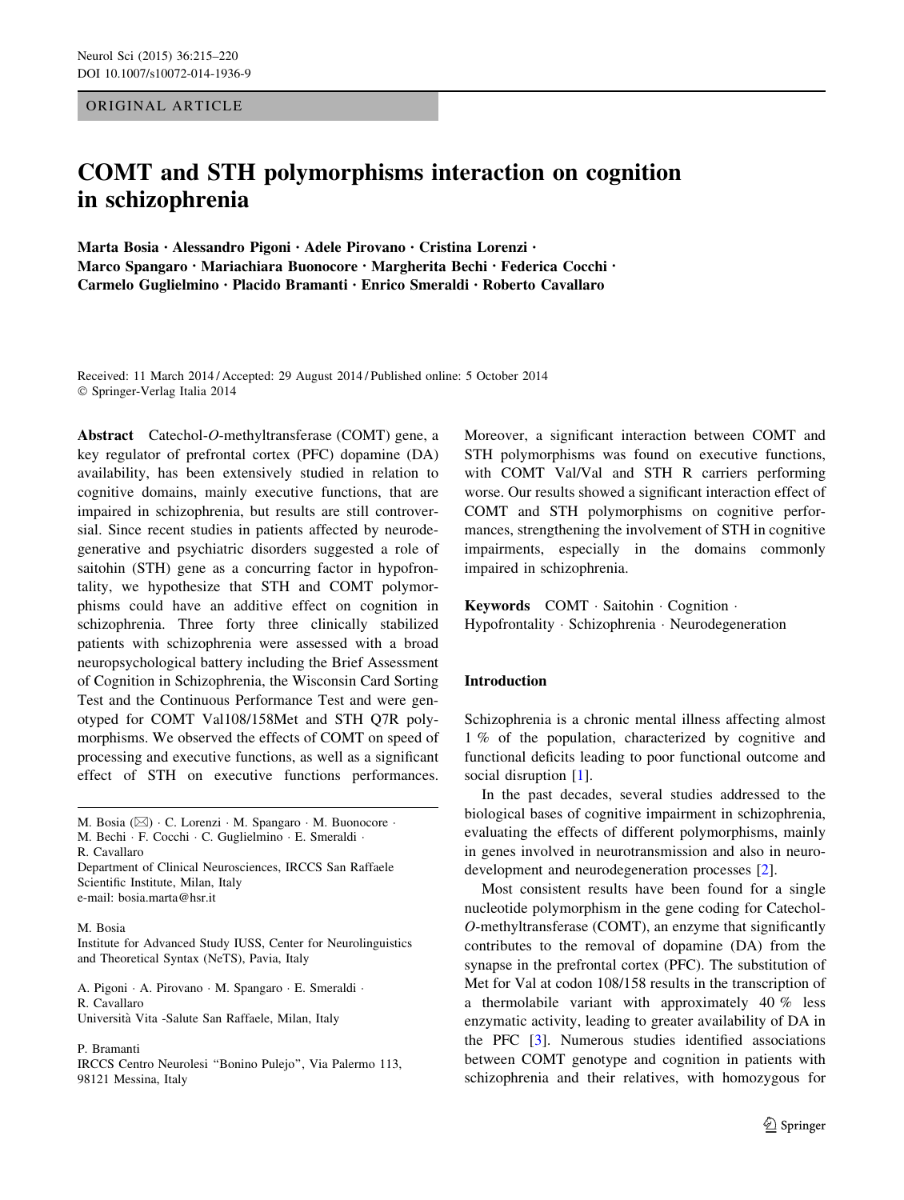ORIGINAL ARTICLE

# COMT and STH polymorphisms interaction on cognition in schizophrenia

Marta Bosia · Alessandro Pigoni · Adele Pirovano · Cristina Lorenzi · Marco Spangaro · Mariachiara Buonocore · Margherita Bechi · Federica Cocchi · Carmelo Guglielmino · Placido Bramanti · Enrico Smeraldi · Roberto Cavallaro

Received: 11 March 2014 / Accepted: 29 August 2014 / Published online: 5 October 2014
© Springer-Verlag Italia 2014

**Abstract** Catechol-*O*-methyltransferase (COMT) gene, a key regulator of prefrontal cortex (PFC) dopamine (DA) availability, has been extensively studied in relation to cognitive domains, mainly executive functions, that are impaired in schizophrenia, but results are still controversial. Since recent studies in patients affected by neurodegenerative and psychiatric disorders suggested a role of saitohin (STH) gene as a concurring factor in hypofrontality, we hypothesize that STH and COMT polymorphisms could have an additive effect on cognition in schizophrenia. Three forty three clinically stabilized patients with schizophrenia were assessed with a broad neuropsychological battery including the Brief Assessment of Cognition in Schizophrenia, the Wisconsin Card Sorting Test and the Continuous Performance Test and were genotyped for COMT Val108/158Met and STH Q7R polymorphisms. We observed the effects of COMT on speed of processing and executive functions, as well as a significant effect of STH on executive functions performances. Moreover, a significant interaction between COMT and STH polymorphisms was found on executive functions, with COMT Val/Val and STH R carriers performing worse. Our results showed a significant interaction effect of COMT and STH polymorphisms on cognitive performances, strengthening the involvement of STH in cognitive impairments, especially in the domains commonly impaired in schizophrenia.

**Keywords** COMT · Saitohin · Cognition · Hypofrontality · Schizophrenia · Neurodegeneration

M. Bosia (✉) · C. Lorenzi · M. Spangaro · M. Buonocore · M. Bechi · F. Cocchi · C. Guglielmino · E. Smeraldi · R. Cavallaro
Department of Clinical Neurosciences, IRCCS San Raffaele Scientific Institute, Milan, Italy
e-mail: bosia.marta@hsr.it

M. Bosia
Institute for Advanced Study IUSS, Center for Neurolinguistics and Theoretical Syntax (NeTS), Pavia, Italy

A. Pigoni · A. Pirovano · M. Spangaro · E. Smeraldi · R. Cavallaro
Università Vita -Salute San Raffaele, Milan, Italy

P. Bramanti
IRCCS Centro Neurolesi "Bonino Pulejo", Via Palermo 113, 98121 Messina, Italy

## Introduction

Schizophrenia is a chronic mental illness affecting almost 1 % of the population, characterized by cognitive and functional deficits leading to poor functional outcome and social disruption [1].

In the past decades, several studies addressed to the biological bases of cognitive impairment in schizophrenia, evaluating the effects of different polymorphisms, mainly in genes involved in neurotransmission and also in neurodevelopment and neurodegeneration processes [2].

Most consistent results have been found for a single nucleotide polymorphism in the gene coding for Catechol-*O*-methyltransferase (COMT), an enzyme that significantly contributes to the removal of dopamine (DA) from the synapse in the prefrontal cortex (PFC). The substitution of Met for Val at codon 108/158 results in the transcription of a thermolabile variant with approximately 40 % less enzymatic activity, leading to greater availability of DA in the PFC [3]. Numerous studies identified associations between COMT genotype and cognition in patients with schizophrenia and their relatives, with homozygous for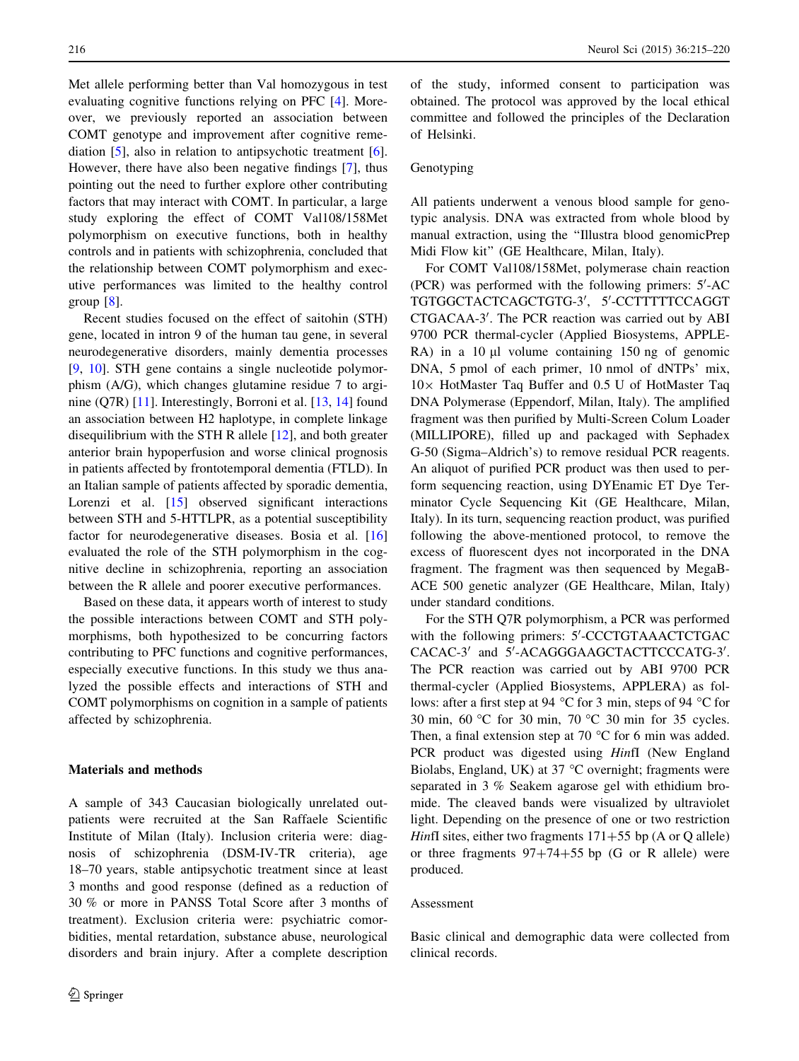Met allele performing better than Val homozygous in test evaluating cognitive functions relying on PFC [4]. Moreover, we previously reported an association between COMT genotype and improvement after cognitive remediation [5], also in relation to antipsychotic treatment [6]. However, there have also been negative findings [7], thus pointing out the need to further explore other contributing factors that may interact with COMT. In particular, a large study exploring the effect of COMT Val108/158Met polymorphism on executive functions, both in healthy controls and in patients with schizophrenia, concluded that the relationship between COMT polymorphism and executive performances was limited to the healthy control group [8].

Recent studies focused on the effect of saitohin (STH) gene, located in intron 9 of the human tau gene, in several neurodegenerative disorders, mainly dementia processes [9, 10]. STH gene contains a single nucleotide polymorphism (A/G), which changes glutamine residue 7 to arginine (Q7R) [11]. Interestingly, Borroni et al. [13, 14] found an association between H2 haplotype, in complete linkage disequilibrium with the STH R allele [12], and both greater anterior brain hypoperfusion and worse clinical prognosis in patients affected by frontotemporal dementia (FTLD). In an Italian sample of patients affected by sporadic dementia, Lorenzi et al. [15] observed significant interactions between STH and 5-HTTLPR, as a potential susceptibility factor for neurodegenerative diseases. Bosia et al. [16] evaluated the role of the STH polymorphism in the cognitive decline in schizophrenia, reporting an association between the R allele and poorer executive performances.

Based on these data, it appears worth of interest to study the possible interactions between COMT and STH polymorphisms, both hypothesized to be concurring factors contributing to PFC functions and cognitive performances, especially executive functions. In this study we thus analyzed the possible effects and interactions of STH and COMT polymorphisms on cognition in a sample of patients affected by schizophrenia.

## Materials and methods

A sample of 343 Caucasian biologically unrelated outpatients were recruited at the San Raffaele Scientific Institute of Milan (Italy). Inclusion criteria were: diagnosis of schizophrenia (DSM-IV-TR criteria), age 18–70 years, stable antipsychotic treatment since at least 3 months and good response (defined as a reduction of 30 % or more in PANSS Total Score after 3 months of treatment). Exclusion criteria were: psychiatric comorbidities, mental retardation, substance abuse, neurological disorders and brain injury. After a complete description of the study, informed consent to participation was obtained. The protocol was approved by the local ethical committee and followed the principles of the Declaration of Helsinki.

### Genotyping

All patients underwent a venous blood sample for genotypic analysis. DNA was extracted from whole blood by manual extraction, using the "Illustra blood genomicPrep Midi Flow kit" (GE Healthcare, Milan, Italy).

For COMT Val108/158Met, polymerase chain reaction (PCR) was performed with the following primers: 5′-ACTGTGGCTACTCAGCTGTG-3′, 5′-CCTTTTTCCAGGTCTGACAA-3′. The PCR reaction was carried out by ABI 9700 PCR thermal-cycler (Applied Biosystems, APPLERA) in a 10 μl volume containing 150 ng of genomic DNA, 5 pmol of each primer, 10 nmol of dNTPs' mix, 10× HotMaster Taq Buffer and 0.5 U of HotMaster Taq DNA Polymerase (Eppendorf, Milan, Italy). The amplified fragment was then purified by Multi-Screen Colum Loader (MILLIPORE), filled up and packaged with Sephadex G-50 (Sigma–Aldrich's) to remove residual PCR reagents. An aliquot of purified PCR product was then used to perform sequencing reaction, using DYEnamic ET Dye Terminator Cycle Sequencing Kit (GE Healthcare, Milan, Italy). In its turn, sequencing reaction product, was purified following the above-mentioned protocol, to remove the excess of fluorescent dyes not incorporated in the DNA fragment. The fragment was then sequenced by MegaBACE 500 genetic analyzer (GE Healthcare, Milan, Italy) under standard conditions.

For the STH Q7R polymorphism, a PCR was performed with the following primers: 5′-CCCTGTAAACTCTGACCACAC-3′ and 5′-ACAGGGAAGCTACTTCCCATG-3′. The PCR reaction was carried out by ABI 9700 PCR thermal-cycler (Applied Biosystems, APPLERA) as follows: after a first step at 94 °C for 3 min, steps of 94 °C for 30 min, 60 °C for 30 min, 70 °C 30 min for 35 cycles. Then, a final extension step at 70 °C for 6 min was added. PCR product was digested using *Hin*fI (New England Biolabs, England, UK) at 37 °C overnight; fragments were separated in 3 % Seakem agarose gel with ethidium bromide. The cleaved bands were visualized by ultraviolet light. Depending on the presence of one or two restriction *Hin*fI sites, either two fragments 171+55 bp (A or Q allele) or three fragments 97+74+55 bp (G or R allele) were produced.

### Assessment

Basic clinical and demographic data were collected from clinical records.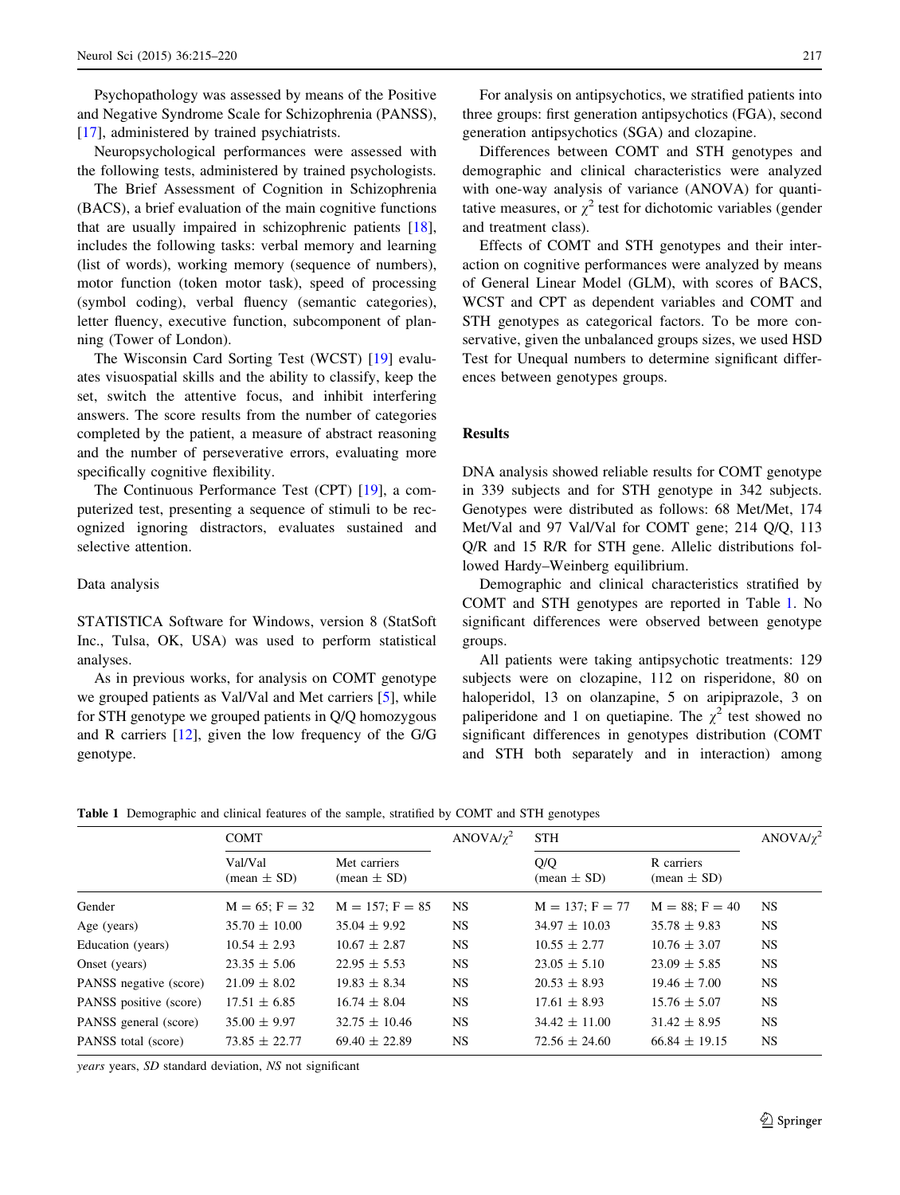Psychopathology was assessed by means of the Positive and Negative Syndrome Scale for Schizophrenia (PANSS), [17], administered by trained psychiatrists.

Neuropsychological performances were assessed with the following tests, administered by trained psychologists.

The Brief Assessment of Cognition in Schizophrenia (BACS), a brief evaluation of the main cognitive functions that are usually impaired in schizophrenic patients [18], includes the following tasks: verbal memory and learning (list of words), working memory (sequence of numbers), motor function (token motor task), speed of processing (symbol coding), verbal fluency (semantic categories), letter fluency, executive function, subcomponent of planning (Tower of London).

The Wisconsin Card Sorting Test (WCST) [19] evaluates visuospatial skills and the ability to classify, keep the set, switch the attentive focus, and inhibit interfering answers. The score results from the number of categories completed by the patient, a measure of abstract reasoning and the number of perseverative errors, evaluating more specifically cognitive flexibility.

The Continuous Performance Test (CPT) [19], a computerized test, presenting a sequence of stimuli to be recognized ignoring distractors, evaluates sustained and selective attention.

### Data analysis

STATISTICA Software for Windows, version 8 (StatSoft Inc., Tulsa, OK, USA) was used to perform statistical analyses.

As in previous works, for analysis on COMT genotype we grouped patients as Val/Val and Met carriers [5], while for STH genotype we grouped patients in Q/Q homozygous and R carriers [12], given the low frequency of the G/G genotype.

For analysis on antipsychotics, we stratified patients into three groups: first generation antipsychotics (FGA), second generation antipsychotics (SGA) and clozapine.

Differences between COMT and STH genotypes and demographic and clinical characteristics were analyzed with one-way analysis of variance (ANOVA) for quantitative measures, or $\chi^2$ test for dichotomic variables (gender and treatment class).

Effects of COMT and STH genotypes and their interaction on cognitive performances were analyzed by means of General Linear Model (GLM), with scores of BACS, WCST and CPT as dependent variables and COMT and STH genotypes as categorical factors. To be more conservative, given the unbalanced groups sizes, we used HSD Test for Unequal numbers to determine significant differences between genotypes groups.

## Results

DNA analysis showed reliable results for COMT genotype in 339 subjects and for STH genotype in 342 subjects. Genotypes were distributed as follows: 68 Met/Met, 174 Met/Val and 97 Val/Val for COMT gene; 214 Q/Q, 113 Q/R and 15 R/R for STH gene. Allelic distributions followed Hardy–Weinberg equilibrium.

Demographic and clinical characteristics stratified by COMT and STH genotypes are reported in Table 1. No significant differences were observed between genotype groups.

All patients were taking antipsychotic treatments: 129 subjects were on clozapine, 112 on risperidone, 80 on haloperidol, 13 on olanzapine, 5 on aripiprazole, 3 on paliperidone and 1 on quetiapine. The $\chi^2$ test showed no significant differences in genotypes distribution (COMT and STH both separately and in interaction) among

**Table 1** Demographic and clinical features of the sample, stratified by COMT and STH genotypes

| | COMT | | ANOVA/$\chi^2$ | STH | | ANOVA/$\chi^2$ |
|---|---|---|---|---|---|---|
| | Val/Val (mean ± SD) | Met carriers (mean ± SD) | | Q/Q (mean ± SD) | R carriers (mean ± SD) | |
| Gender | M = 65; F = 32 | M = 157; F = 85 | NS | M = 137; F = 77 | M = 88; F = 40 | NS |
| Age (years) | 35.70 ± 10.00 | 35.04 ± 9.92 | NS | 34.97 ± 10.03 | 35.78 ± 9.83 | NS |
| Education (years) | 10.54 ± 2.93 | 10.67 ± 2.87 | NS | 10.55 ± 2.77 | 10.76 ± 3.07 | NS |
| Onset (years) | 23.35 ± 5.06 | 22.95 ± 5.53 | NS | 23.05 ± 5.10 | 23.09 ± 5.85 | NS |
| PANSS negative (score) | 21.09 ± 8.02 | 19.83 ± 8.34 | NS | 20.53 ± 8.93 | 19.46 ± 7.00 | NS |
| PANSS positive (score) | 17.51 ± 6.85 | 16.74 ± 8.04 | NS | 17.61 ± 8.93 | 15.76 ± 5.07 | NS |
| PANSS general (score) | 35.00 ± 9.97 | 32.75 ± 10.46 | NS | 34.42 ± 11.00 | 31.42 ± 8.95 | NS |
| PANSS total (score) | 73.85 ± 22.77 | 69.40 ± 22.89 | NS | 72.56 ± 24.60 | 66.84 ± 19.15 | NS |

*years* years, *SD* standard deviation, *NS* not significant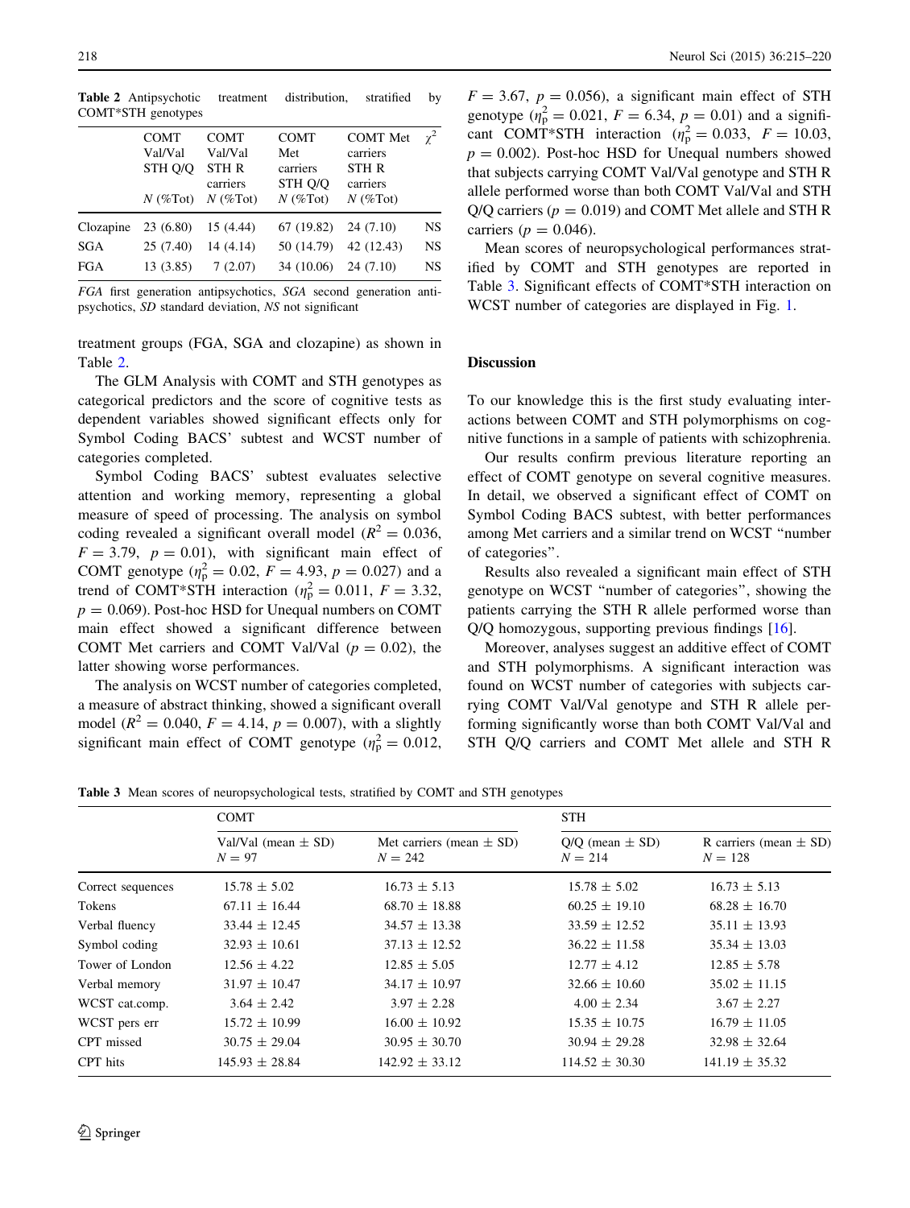**Table 2** Antipsychotic treatment distribution, stratified by COMT*STH genotypes

| | COMT Val/Val STH Q/Q N (%Tot) | COMT Val/Val STH R carriers N (%Tot) | COMT Met carriers STH Q/Q N (%Tot) | COMT Met carriers STH R carriers N (%Tot) | $\chi^2$ |
|---|---|---|---|---|---|
| Clozapine | 23 (6.80) | 15 (4.44) | 67 (19.82) | 24 (7.10) | NS |
| SGA | 25 (7.40) | 14 (4.14) | 50 (14.79) | 42 (12.43) | NS |
| FGA | 13 (3.85) | 7 (2.07) | 34 (10.06) | 24 (7.10) | NS |

*FGA* first generation antipsychotics, *SGA* second generation antipsychotics, *SD* standard deviation, *NS* not significant

treatment groups (FGA, SGA and clozapine) as shown in Table 2.

The GLM Analysis with COMT and STH genotypes as categorical predictors and the score of cognitive tests as dependent variables showed significant effects only for Symbol Coding BACS' subtest and WCST number of categories completed.

Symbol Coding BACS' subtest evaluates selective attention and working memory, representing a global measure of speed of processing. The analysis on symbol coding revealed a significant overall model ($R^2 = 0.036$, $F = 3.79$, $p = 0.01$), with significant main effect of COMT genotype ($\eta^2_p = 0.02$, $F = 4.93$, $p = 0.027$) and a trend of COMT*STH interaction ($\eta^2_p = 0.011$, $F = 3.32$, $p = 0.069$). Post-hoc HSD for Unequal numbers on COMT main effect showed a significant difference between COMT Met carriers and COMT Val/Val ($p = 0.02$), the latter showing worse performances.

The analysis on WCST number of categories completed, a measure of abstract thinking, showed a significant overall model ($R^2 = 0.040$, $F = 4.14$, $p = 0.007$), with a slightly significant main effect of COMT genotype ($\eta^2_p = 0.012$, $F = 3.67$, $p = 0.056$), a significant main effect of STH genotype ($\eta^2_p = 0.021$, $F = 6.34$, $p = 0.01$) and a significant COMT*STH interaction ($\eta^2_p = 0.033$, $F = 10.03$, $p = 0.002$). Post-hoc HSD for Unequal numbers showed that subjects carrying COMT Val/Val genotype and STH R allele performed worse than both COMT Val/Val and STH Q/Q carriers ($p = 0.019$) and COMT Met allele and STH R carriers ($p = 0.046$).

Mean scores of neuropsychological performances stratified by COMT and STH genotypes are reported in Table 3. Significant effects of COMT*STH interaction on WCST number of categories are displayed in Fig. 1.

## Discussion

To our knowledge this is the first study evaluating interactions between COMT and STH polymorphisms on cognitive functions in a sample of patients with schizophrenia.

Our results confirm previous literature reporting an effect of COMT genotype on several cognitive measures. In detail, we observed a significant effect of COMT on Symbol Coding BACS subtest, with better performances among Met carriers and a similar trend on WCST "number of categories".

Results also revealed a significant main effect of STH genotype on WCST "number of categories", showing the patients carrying the STH R allele performed worse than Q/Q homozygous, supporting previous findings [16].

Moreover, analyses suggest an additive effect of COMT and STH polymorphisms. A significant interaction was found on WCST number of categories with subjects carrying COMT Val/Val genotype and STH R allele performing significantly worse than both COMT Val/Val and STH Q/Q carriers and COMT Met allele and STH R

**Table 3** Mean scores of neuropsychological tests, stratified by COMT and STH genotypes

| | COMT | | STH | |
|---|---|---|---|---|
| | Val/Val (mean ± SD) N = 97 | Met carriers (mean ± SD) N = 242 | Q/Q (mean ± SD) N = 214 | R carriers (mean ± SD) N = 128 |
| Correct sequences | 15.78 ± 5.02 | 16.73 ± 5.13 | 15.78 ± 5.02 | 16.73 ± 5.13 |
| Tokens | 67.11 ± 16.44 | 68.70 ± 18.88 | 60.25 ± 19.10 | 68.28 ± 16.70 |
| Verbal fluency | 33.44 ± 12.45 | 34.57 ± 13.38 | 33.59 ± 12.52 | 35.11 ± 13.93 |
| Symbol coding | 32.93 ± 10.61 | 37.13 ± 12.52 | 36.22 ± 11.58 | 35.34 ± 13.03 |
| Tower of London | 12.56 ± 4.22 | 12.85 ± 5.05 | 12.77 ± 4.12 | 12.85 ± 5.78 |
| Verbal memory | 31.97 ± 10.47 | 34.17 ± 10.97 | 32.66 ± 10.60 | 35.02 ± 11.15 |
| WCST cat.comp. | 3.64 ± 2.42 | 3.97 ± 2.28 | 4.00 ± 2.34 | 3.67 ± 2.27 |
| WCST pers err | 15.72 ± 10.99 | 16.00 ± 10.92 | 15.35 ± 10.75 | 16.79 ± 11.05 |
| CPT missed | 30.75 ± 29.04 | 30.95 ± 30.70 | 30.94 ± 29.28 | 32.98 ± 32.64 |
| CPT hits | 145.93 ± 28.84 | 142.92 ± 33.12 | 114.52 ± 30.30 | 141.19 ± 35.32 |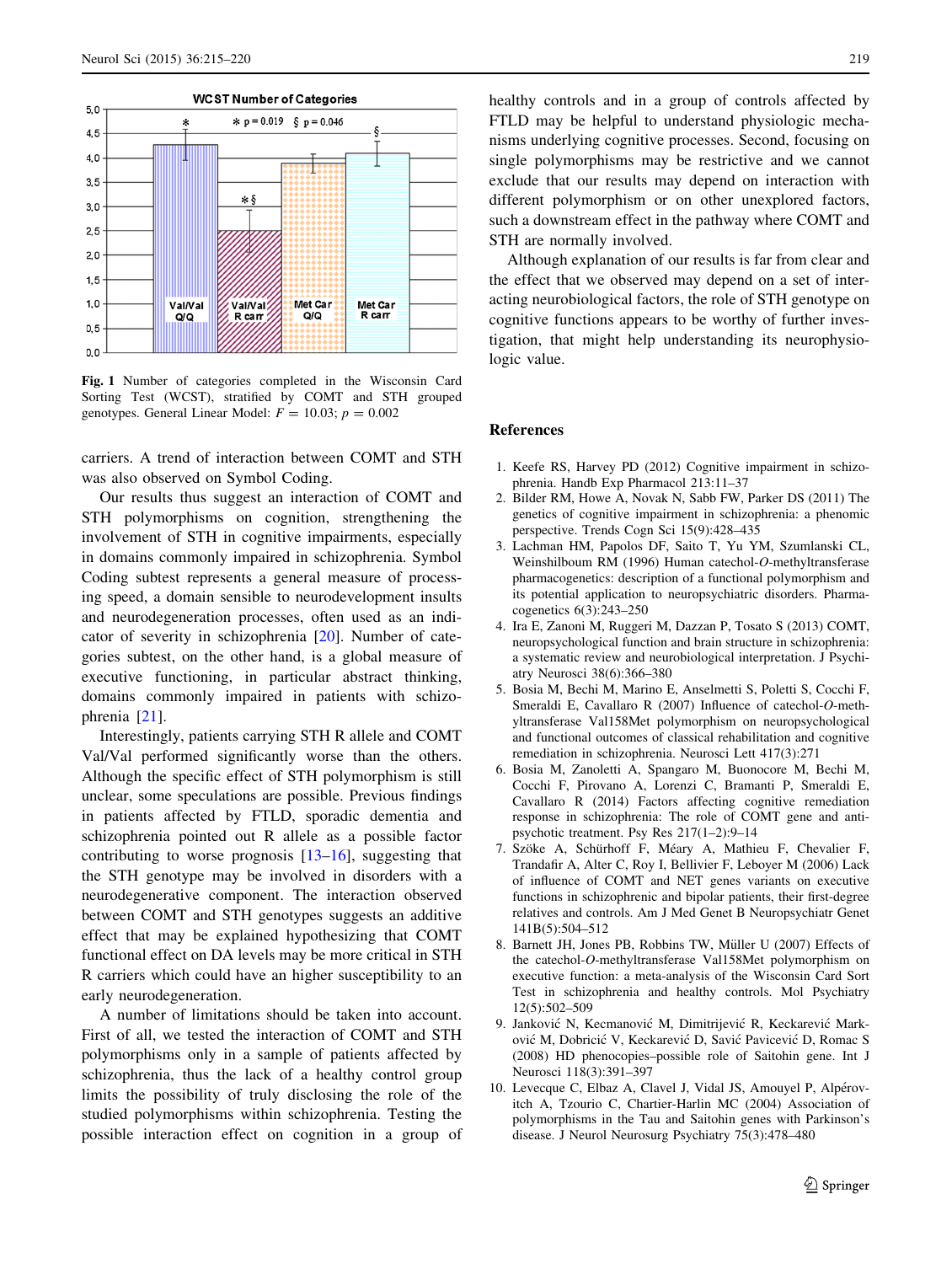WCST Number of Categories

5,0
4,5
4,0
3,5
3,0
2,5
2,0
1,5
1,0
0,5
0,0

* p = 0.019 § p = 0.046

*

*§

§

Val/Val Q/Q

Val/Val R carr

Met Car Q/Q

Met Car R carr

**Fig. 1** Number of categories completed in the Wisconsin Card Sorting Test (WCST), stratified by COMT and STH grouped genotypes. General Linear Model: $F = 10.03$; $p = 0.002$

carriers. A trend of interaction between COMT and STH was also observed on Symbol Coding.

Our results thus suggest an interaction of COMT and STH polymorphisms on cognition, strengthening the involvement of STH in cognitive impairments, especially in domains commonly impaired in schizophrenia. Symbol Coding subtest represents a general measure of processing speed, a domain sensible to neurodevelopment insults and neurodegeneration processes, often used as an indicator of severity in schizophrenia [20]. Number of categories subtest, on the other hand, is a global measure of executive functioning, in particular abstract thinking, domains commonly impaired in patients with schizophrenia [21].

Interestingly, patients carrying STH R allele and COMT Val/Val performed significantly worse than the others. Although the specific effect of STH polymorphism is still unclear, some speculations are possible. Previous findings in patients affected by FTLD, sporadic dementia and schizophrenia pointed out R allele as a possible factor contributing to worse prognosis [13–16], suggesting that the STH genotype may be involved in disorders with a neurodegenerative component. The interaction observed between COMT and STH genotypes suggests an additive effect that may be explained hypothesizing that COMT functional effect on DA levels may be more critical in STH R carriers which could have an higher susceptibility to an early neurodegeneration.

A number of limitations should be taken into account. First of all, we tested the interaction of COMT and STH polymorphisms only in a sample of patients affected by schizophrenia, thus the lack of a healthy control group limits the possibility of truly disclosing the role of the studied polymorphisms within schizophrenia. Testing the possible interaction effect on cognition in a group of healthy controls and in a group of controls affected by FTLD may be helpful to understand physiologic mechanisms underlying cognitive processes. Second, focusing on single polymorphisms may be restrictive and we cannot exclude that our results may depend on interaction with different polymorphism or on other unexplored factors, such a downstream effect in the pathway where COMT and STH are normally involved.

Although explanation of our results is far from clear and the effect that we observed may depend on a set of interacting neurobiological factors, the role of STH genotype on cognitive functions appears to be worthy of further investigation, that might help understanding its neurophysiologic value.

## References

1. Keefe RS, Harvey PD (2012) Cognitive impairment in schizophrenia. Handb Exp Pharmacol 213:11–37
2. Bilder RM, Howe A, Novak N, Sabb FW, Parker DS (2011) The genetics of cognitive impairment in schizophrenia: a phenomic perspective. Trends Cogn Sci 15(9):428–435
3. Lachman HM, Papolos DF, Saito T, Yu YM, Szumlanski CL, Weinshilboum RM (1996) Human catechol-*O*-methyltransferase pharmacogenetics: description of a functional polymorphism and its potential application to neuropsychiatric disorders. Pharmacogenetics 6(3):243–250
4. Ira E, Zanoni M, Ruggeri M, Dazzan P, Tosato S (2013) COMT, neuropsychological function and brain structure in schizophrenia: a systematic review and neurobiological interpretation. J Psychiatry Neurosci 38(6):366–380
5. Bosia M, Bechi M, Marino E, Anselmetti S, Poletti S, Cocchi F, Smeraldi E, Cavallaro R (2007) Influence of catechol-*O*-methyltransferase Val158Met polymorphism on neuropsychological and functional outcomes of classical rehabilitation and cognitive remediation in schizophrenia. Neurosci Lett 417(3):271
6. Bosia M, Zanoletti A, Spangaro M, Buonocore M, Bechi M, Cocchi F, Pirovano A, Lorenzi C, Bramanti P, Smeraldi E, Cavallaro R (2014) Factors affecting cognitive remediation response in schizophrenia: The role of COMT gene and antipsychotic treatment. Psy Res 217(1–2):9–14
7. Szöke A, Schürhoff F, Méary A, Mathieu F, Chevalier F, Trandafir A, Alter C, Roy I, Bellivier F, Leboyer M (2006) Lack of influence of COMT and NET genes variants on executive functions in schizophrenic and bipolar patients, their first-degree relatives and controls. Am J Med Genet B Neuropsychiatr Genet 141B(5):504–512
8. Barnett JH, Jones PB, Robbins TW, Müller U (2007) Effects of the catechol-*O*-methyltransferase Val158Met polymorphism on executive function: a meta-analysis of the Wisconsin Card Sort Test in schizophrenia and healthy controls. Mol Psychiatry 12(5):502–509
9. Janković N, Kecmanović M, Dimitrijević R, Keckarević Marković M, Dobricić V, Keckarević D, Savić Pavicević D, Romac S (2008) HD phenocopies–possible role of Saitohin gene. Int J Neurosci 118(3):391–397
10. Levecque C, Elbaz A, Clavel J, Vidal JS, Amouyel P, Alpérovitch A, Tzourio C, Chartier-Harlin MC (2004) Association of polymorphisms in the Tau and Saitohin genes with Parkinson's disease. J Neurol Neurosurg Psychiatry 75(3):478–480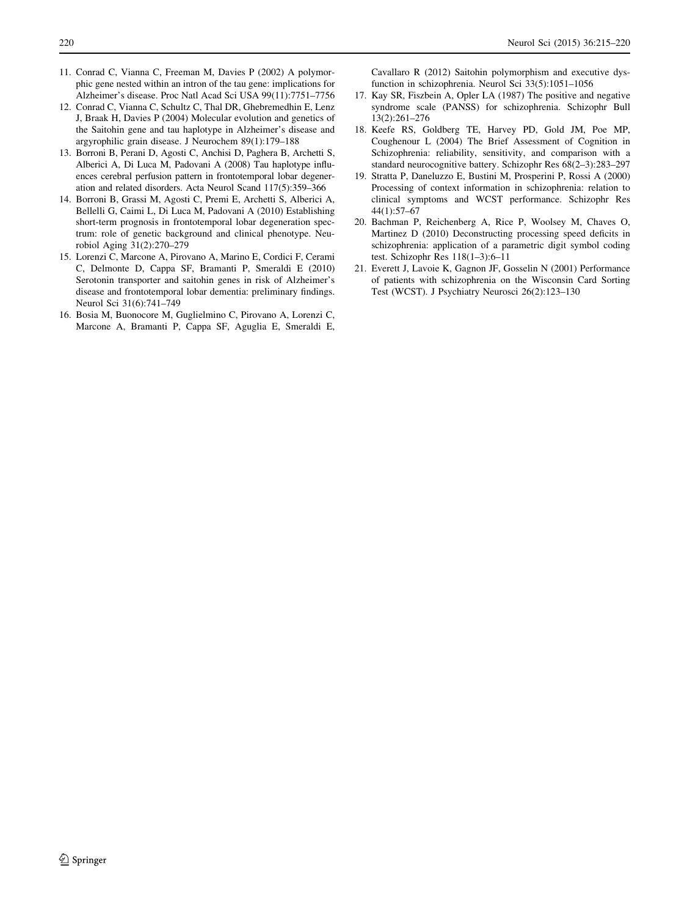11. Conrad C, Vianna C, Freeman M, Davies P (2002) A polymorphic gene nested within an intron of the tau gene: implications for Alzheimer's disease. Proc Natl Acad Sci USA 99(11):7751–7756
12. Conrad C, Vianna C, Schultz C, Thal DR, Ghebremedhin E, Lenz J, Braak H, Davies P (2004) Molecular evolution and genetics of the Saitohin gene and tau haplotype in Alzheimer's disease and argyrophilic grain disease. J Neurochem 89(1):179–188
13. Borroni B, Perani D, Agosti C, Anchisi D, Paghera B, Archetti S, Alberici A, Di Luca M, Padovani A (2008) Tau haplotype influences cerebral perfusion pattern in frontotemporal lobar degeneration and related disorders. Acta Neurol Scand 117(5):359–366
14. Borroni B, Grassi M, Agosti C, Premi E, Archetti S, Alberici A, Bellelli G, Caimi L, Di Luca M, Padovani A (2010) Establishing short-term prognosis in frontotemporal lobar degeneration spectrum: role of genetic background and clinical phenotype. Neurobiol Aging 31(2):270–279
15. Lorenzi C, Marcone A, Pirovano A, Marino E, Cordici F, Cerami C, Delmonte D, Cappa SF, Bramanti P, Smeraldi E (2010) Serotonin transporter and saitohin genes in risk of Alzheimer's disease and frontotemporal lobar dementia: preliminary findings. Neurol Sci 31(6):741–749
16. Bosia M, Buonocore M, Guglielmino C, Pirovano A, Lorenzi C, Marcone A, Bramanti P, Cappa SF, Aguglia E, Smeraldi E, Cavallaro R (2012) Saitohin polymorphism and executive dysfunction in schizophrenia. Neurol Sci 33(5):1051–1056
17. Kay SR, Fiszbein A, Opler LA (1987) The positive and negative syndrome scale (PANSS) for schizophrenia. Schizophr Bull 13(2):261–276
18. Keefe RS, Goldberg TE, Harvey PD, Gold JM, Poe MP, Coughenour L (2004) The Brief Assessment of Cognition in Schizophrenia: reliability, sensitivity, and comparison with a standard neurocognitive battery. Schizophr Res 68(2–3):283–297
19. Stratta P, Daneluzzo E, Bustini M, Prosperini P, Rossi A (2000) Processing of context information in schizophrenia: relation to clinical symptoms and WCST performance. Schizophr Res 44(1):57–67
20. Bachman P, Reichenberg A, Rice P, Woolsey M, Chaves O, Martinez D (2010) Deconstructing processing speed deficits in schizophrenia: application of a parametric digit symbol coding test. Schizophr Res 118(1–3):6–11
21. Everett J, Lavoie K, Gagnon JF, Gosselin N (2001) Performance of patients with schizophrenia on the Wisconsin Card Sorting Test (WCST). J Psychiatry Neurosci 26(2):123–130